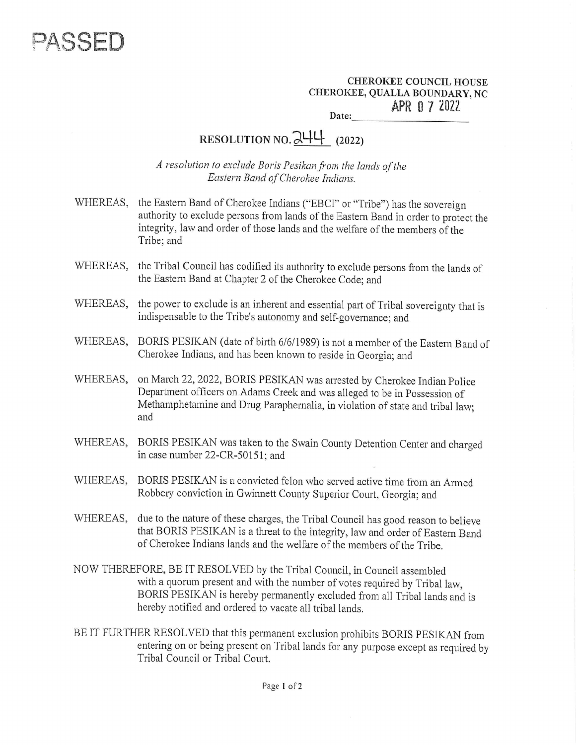PASSED

**CHEROKEE COUNCIL HOUSE**
**CHEROKEE, QUALLA BOUNDARY, NC**
**Date:** APR 07 2022

# RESOLUTION NO. 244 (2022)

*A resolution to exclude Boris Pesikan from the lands of the Eastern Band of Cherokee Indians.*

WHEREAS, the Eastern Band of Cherokee Indians ("EBCI" or "Tribe") has the sovereign authority to exclude persons from lands of the Eastern Band in order to protect the integrity, law and order of those lands and the welfare of the members of the Tribe; and

WHEREAS, the Tribal Council has codified its authority to exclude persons from the lands of the Eastern Band at Chapter 2 of the Cherokee Code; and

WHEREAS, the power to exclude is an inherent and essential part of Tribal sovereignty that is indispensable to the Tribe's autonomy and self-governance; and

WHEREAS, BORIS PESIKAN (date of birth 6/6/1989) is not a member of the Eastern Band of Cherokee Indians, and has been known to reside in Georgia; and

WHEREAS, on March 22, 2022, BORIS PESIKAN was arrested by Cherokee Indian Police Department officers on Adams Creek and was alleged to be in Possession of Methamphetamine and Drug Paraphernalia, in violation of state and tribal law; and

WHEREAS, BORIS PESIKAN was taken to the Swain County Detention Center and charged in case number 22-CR-50151; and

WHEREAS, BORIS PESIKAN is a convicted felon who served active time from an Armed Robbery conviction in Gwinnett County Superior Court, Georgia; and

WHEREAS, due to the nature of these charges, the Tribal Council has good reason to believe that BORIS PESIKAN is a threat to the integrity, law and order of Eastern Band of Cherokee Indians lands and the welfare of the members of the Tribe.

NOW THEREFORE, BE IT RESOLVED by the Tribal Council, in Council assembled with a quorum present and with the number of votes required by Tribal law, BORIS PESIKAN is hereby permanently excluded from all Tribal lands and is hereby notified and ordered to vacate all tribal lands.

BE IT FURTHER RESOLVED that this permanent exclusion prohibits BORIS PESIKAN from entering on or being present on Tribal lands for any purpose except as required by Tribal Council or Tribal Court.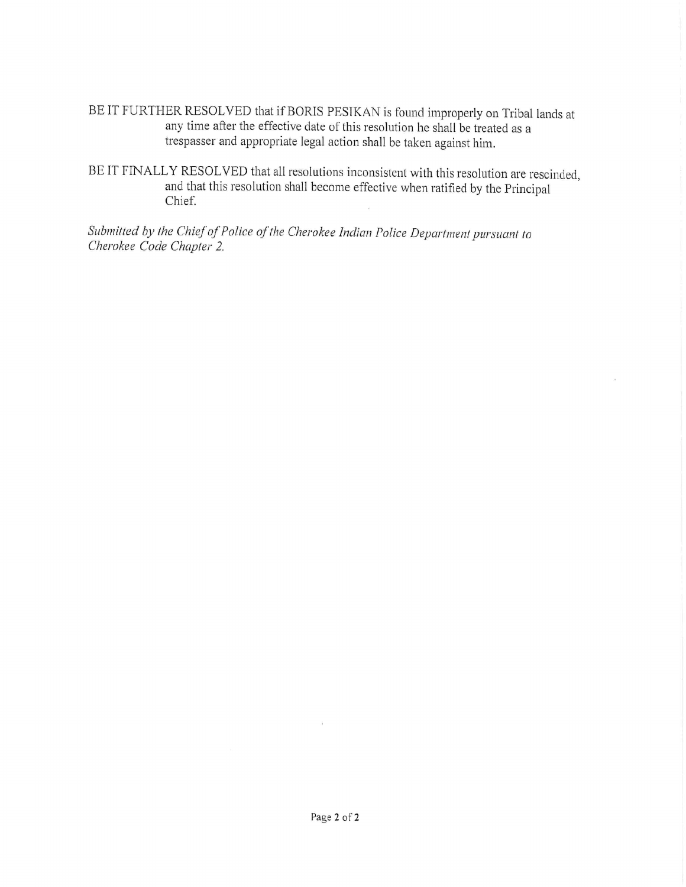BE IT FURTHER RESOLVED that if BORIS PESIKAN is found improperly on Tribal lands at any time after the effective date of this resolution he shall be treated as a trespasser and appropriate legal action shall be taken against him.

BE IT FINALLY RESOLVED that all resolutions inconsistent with this resolution are rescinded, and that this resolution shall become effective when ratified by the Principal Chief.

*Submitted by the Chief of Police of the Cherokee Indian Police Department pursuant to Cherokee Code Chapter 2.*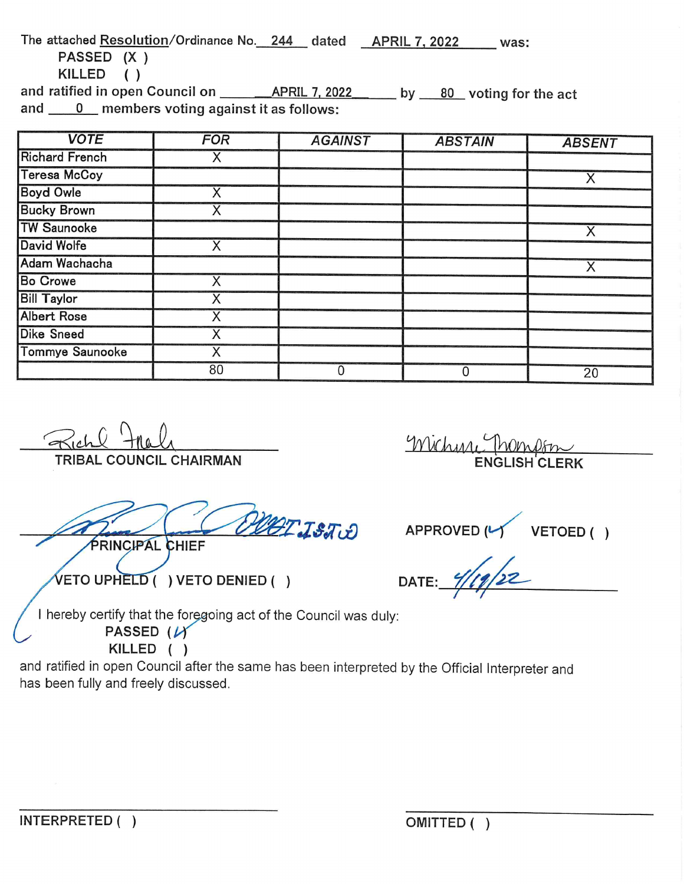The attached Resolution/Ordinance No. 244 dated APRIL 7, 2022 was:

PASSED (X )

KILLED ( )

and ratified in open Council on APRIL 7, 2022 by 80 voting for the act and 0 members voting against it as follows:

| VOTE | FOR | AGAINST | ABSTAIN | ABSENT |
|---|---|---|---|---|
| Richard French | X | | | |
| Teresa McCoy | | | | X |
| Boyd Owle | X | | | |
| Bucky Brown | X | | | |
| TW Saunooke | | | | X |
| David Wolfe | X | | | |
| Adam Wachacha | | | | X |
| Bo Crowe | X | | | |
| Bill Taylor | X | | | |
| Albert Rose | X | | | |
| Dike Sneed | X | | | |
| Tommye Saunooke | X | | | |
| | 80 | 0 | 0 | 20 |

TRIBAL COUNCIL CHAIRMAN

ENGLISH CLERK

PRINCIPAL CHIEF

APPROVED (✓) VETOED ( )

VETO UPHELD ( ) VETO DENIED ( )

DATE: 4/19/22

I hereby certify that the foregoing act of the Council was duly:

PASSED (✓)

KILLED ( )

and ratified in open Council after the same has been interpreted by the Official Interpreter and has been fully and freely discussed.

INTERPRETED ( )

OMITTED ( )